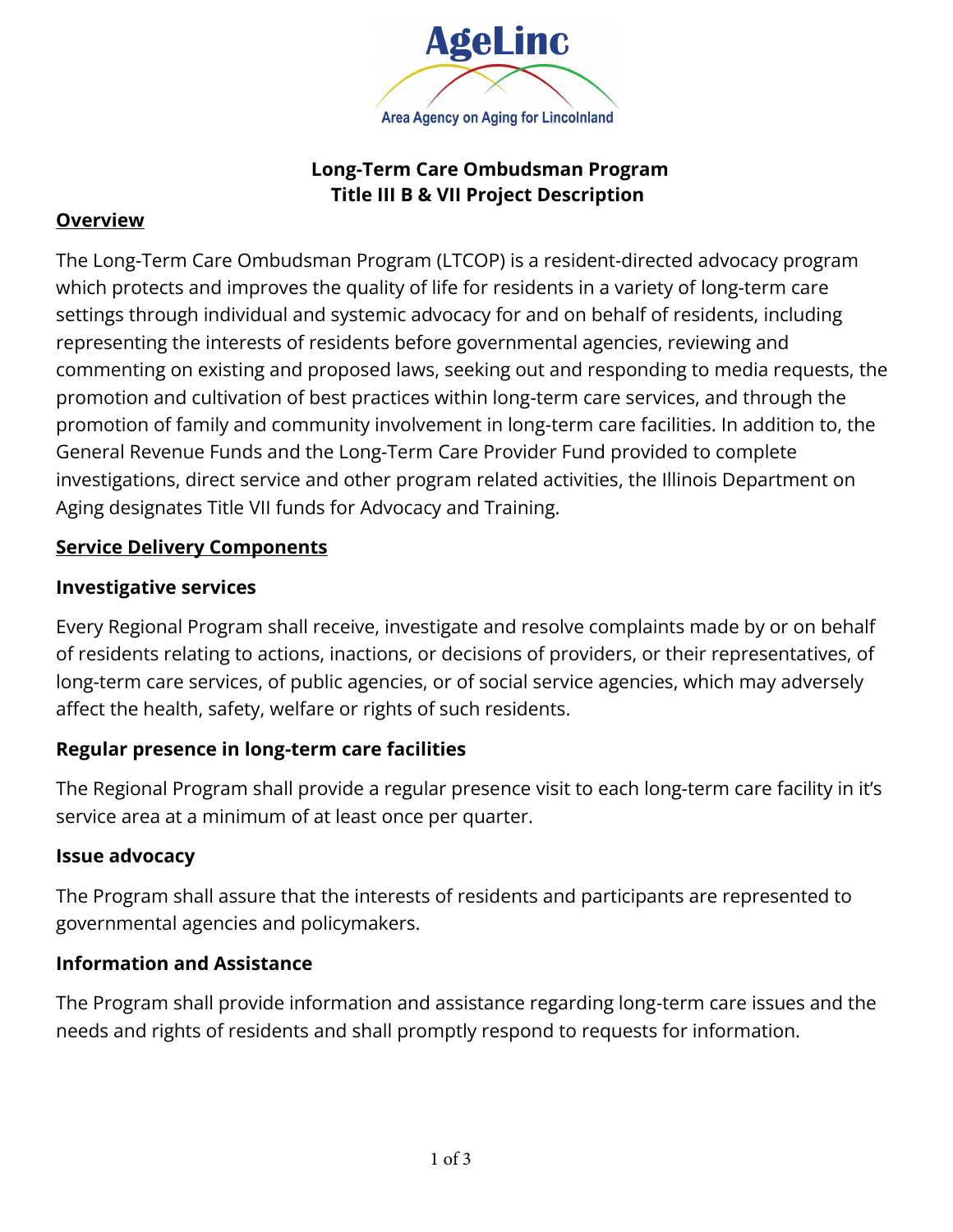AgeLinc

Area Agency on Aging for Lincolnland

# Long-Term Care Ombudsman Program
# Title III B & VII Project Description

## Overview

The Long-Term Care Ombudsman Program (LTCOP) is a resident-directed advocacy program which protects and improves the quality of life for residents in a variety of long-term care settings through individual and systemic advocacy for and on behalf of residents, including representing the interests of residents before governmental agencies, reviewing and commenting on existing and proposed laws, seeking out and responding to media requests, the promotion and cultivation of best practices within long-term care services, and through the promotion of family and community involvement in long-term care facilities. In addition to, the General Revenue Funds and the Long-Term Care Provider Fund provided to complete investigations, direct service and other program related activities, the Illinois Department on Aging designates Title VII funds for Advocacy and Training.

## Service Delivery Components

### Investigative services

Every Regional Program shall receive, investigate and resolve complaints made by or on behalf of residents relating to actions, inactions, or decisions of providers, or their representatives, of long-term care services, of public agencies, or of social service agencies, which may adversely affect the health, safety, welfare or rights of such residents.

### Regular presence in long-term care facilities

The Regional Program shall provide a regular presence visit to each long-term care facility in it's service area at a minimum of at least once per quarter.

### Issue advocacy

The Program shall assure that the interests of residents and participants are represented to governmental agencies and policymakers.

### Information and Assistance

The Program shall provide information and assistance regarding long-term care issues and the needs and rights of residents and shall promptly respond to requests for information.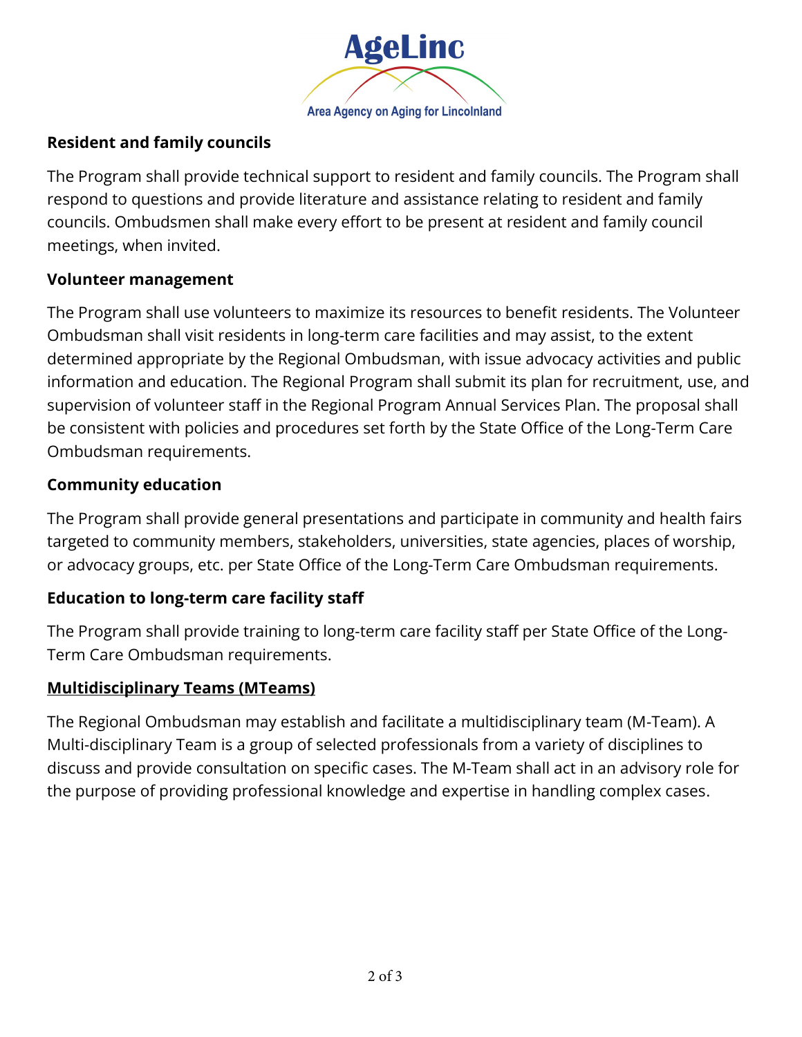**Resident and family councils**

The Program shall provide technical support to resident and family councils. The Program shall respond to questions and provide literature and assistance relating to resident and family councils. Ombudsmen shall make every effort to be present at resident and family council meetings, when invited.

**Volunteer management**

The Program shall use volunteers to maximize its resources to benefit residents. The Volunteer Ombudsman shall visit residents in long-term care facilities and may assist, to the extent determined appropriate by the Regional Ombudsman, with issue advocacy activities and public information and education. The Regional Program shall submit its plan for recruitment, use, and supervision of volunteer staff in the Regional Program Annual Services Plan. The proposal shall be consistent with policies and procedures set forth by the State Office of the Long-Term Care Ombudsman requirements.

**Community education**

The Program shall provide general presentations and participate in community and health fairs targeted to community members, stakeholders, universities, state agencies, places of worship, or advocacy groups, etc. per State Office of the Long-Term Care Ombudsman requirements.

**Education to long-term care facility staff**

The Program shall provide training to long-term care facility staff per State Office of the Long-Term Care Ombudsman requirements.

**Multidisciplinary Teams (MTeams)**

The Regional Ombudsman may establish and facilitate a multidisciplinary team (M-Team). A Multi-disciplinary Team is a group of selected professionals from a variety of disciplines to discuss and provide consultation on specific cases. The M-Team shall act in an advisory role for the purpose of providing professional knowledge and expertise in handling complex cases.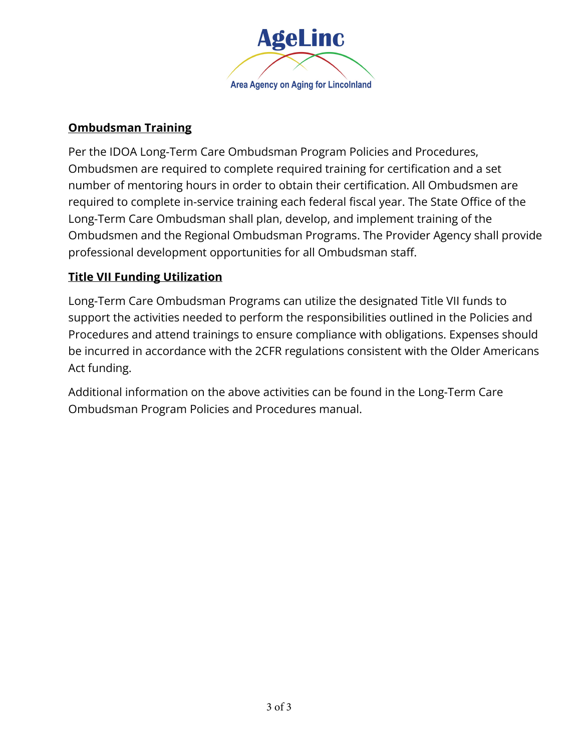AgeLinc

Area Agency on Aging for Lincolnland

## Ombudsman Training

Per the IDOA Long-Term Care Ombudsman Program Policies and Procedures, Ombudsmen are required to complete required training for certification and a set number of mentoring hours in order to obtain their certification. All Ombudsmen are required to complete in-service training each federal fiscal year. The State Office of the Long-Term Care Ombudsman shall plan, develop, and implement training of the Ombudsmen and the Regional Ombudsman Programs. The Provider Agency shall provide professional development opportunities for all Ombudsman staff.

## Title VII Funding Utilization

Long-Term Care Ombudsman Programs can utilize the designated Title VII funds to support the activities needed to perform the responsibilities outlined in the Policies and Procedures and attend trainings to ensure compliance with obligations. Expenses should be incurred in accordance with the 2CFR regulations consistent with the Older Americans Act funding.

Additional information on the above activities can be found in the Long-Term Care Ombudsman Program Policies and Procedures manual.